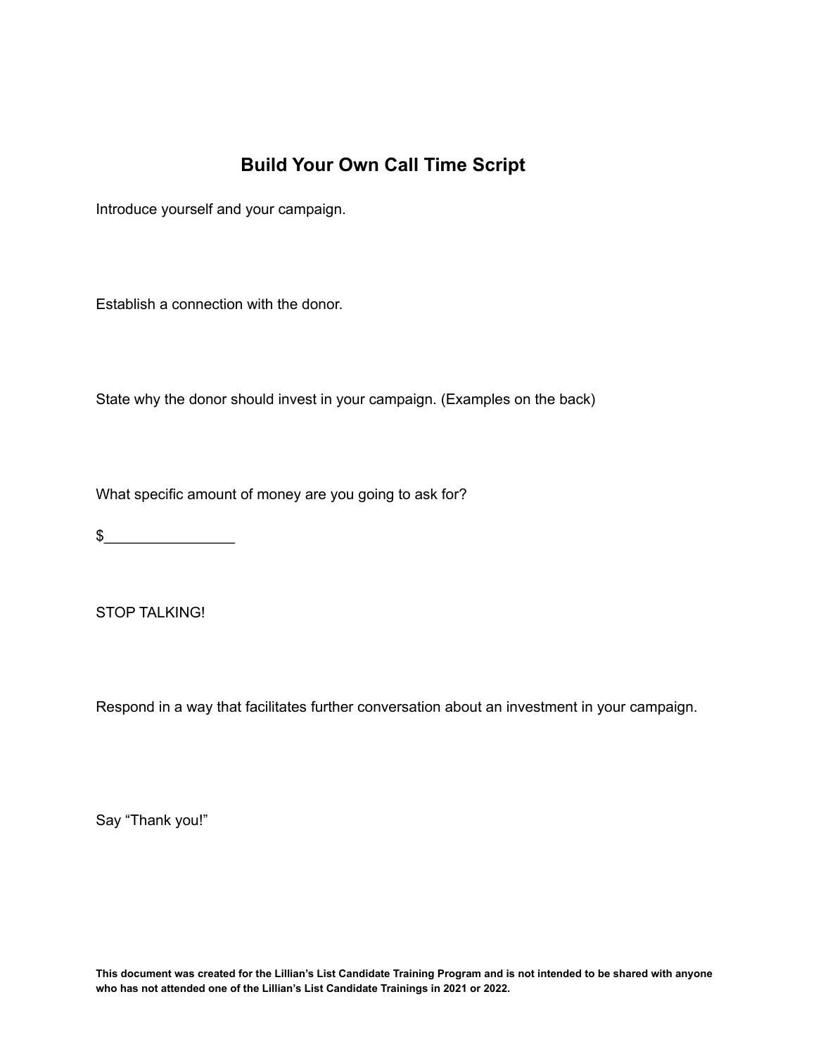# Build Your Own Call Time Script

Introduce yourself and your campaign.

Establish a connection with the donor.

State why the donor should invest in your campaign. (Examples on the back)

What specific amount of money are you going to ask for?

$________________

STOP TALKING!

Respond in a way that facilitates further conversation about an investment in your campaign.

Say "Thank you!"

**This document was created for the Lillian's List Candidate Training Program and is not intended to be shared with anyone who has not attended one of the Lillian's List Candidate Trainings in 2021 or 2022.**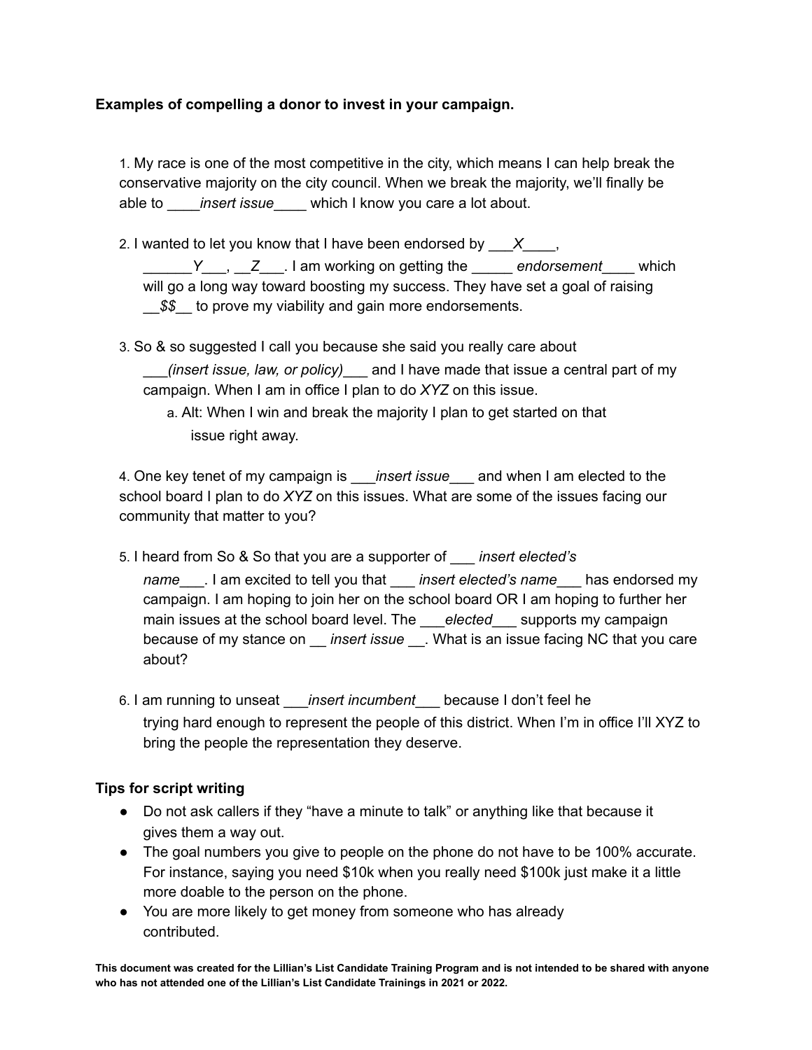**Examples of compelling a donor to invest in your campaign.**

1. My race is one of the most competitive in the city, which means I can help break the conservative majority on the city council. When we break the majority, we'll finally be able to \_\_\_\_*insert issue*\_\_\_\_ which I know you care a lot about.

2. I wanted to let you know that I have been endorsed by \_\_\_*X*\_\_\_\_, \_\_\_\_\_\_*Y*\_\_\_, \_\_*Z*\_\_\_. I am working on getting the \_\_\_\_\_ *endorsement*\_\_\_\_ which will go a long way toward boosting my success. They have set a goal of raising \_\_*$$*\_\_ to prove my viability and gain more endorsements.

3. So & so suggested I call you because she said you really care about \_\_\_*(insert issue, law, or policy)*\_\_\_ and I have made that issue a central part of my campaign. When I am in office I plan to do *XYZ* on this issue.
   a. Alt: When I win and break the majority I plan to get started on that issue right away.

4. One key tenet of my campaign is \_\_\_*insert issue*\_\_\_ and when I am elected to the school board I plan to do *XYZ* on this issues. What are some of the issues facing our community that matter to you?

5. I heard from So & So that you are a supporter of \_\_\_ *insert elected's name*\_\_\_. I am excited to tell you that \_\_\_ *insert elected's name*\_\_\_ has endorsed my campaign. I am hoping to join her on the school board OR I am hoping to further her main issues at the school board level. The \_\_\_*elected*\_\_\_ supports my campaign because of my stance on \_\_ *insert issue* \_\_. What is an issue facing NC that you care about?

6. I am running to unseat \_\_\_*insert incumbent*\_\_\_ because I don't feel he trying hard enough to represent the people of this district. When I'm in office I'll XYZ to bring the people the representation they deserve.

**Tips for script writing**

- Do not ask callers if they "have a minute to talk" or anything like that because it gives them a way out.
- The goal numbers you give to people on the phone do not have to be 100% accurate. For instance, saying you need $10k when you really need $100k just make it a little more doable to the person on the phone.
- You are more likely to get money from someone who has already contributed.

**This document was created for the Lillian's List Candidate Training Program and is not intended to be shared with anyone who has not attended one of the Lillian's List Candidate Trainings in 2021 or 2022.**